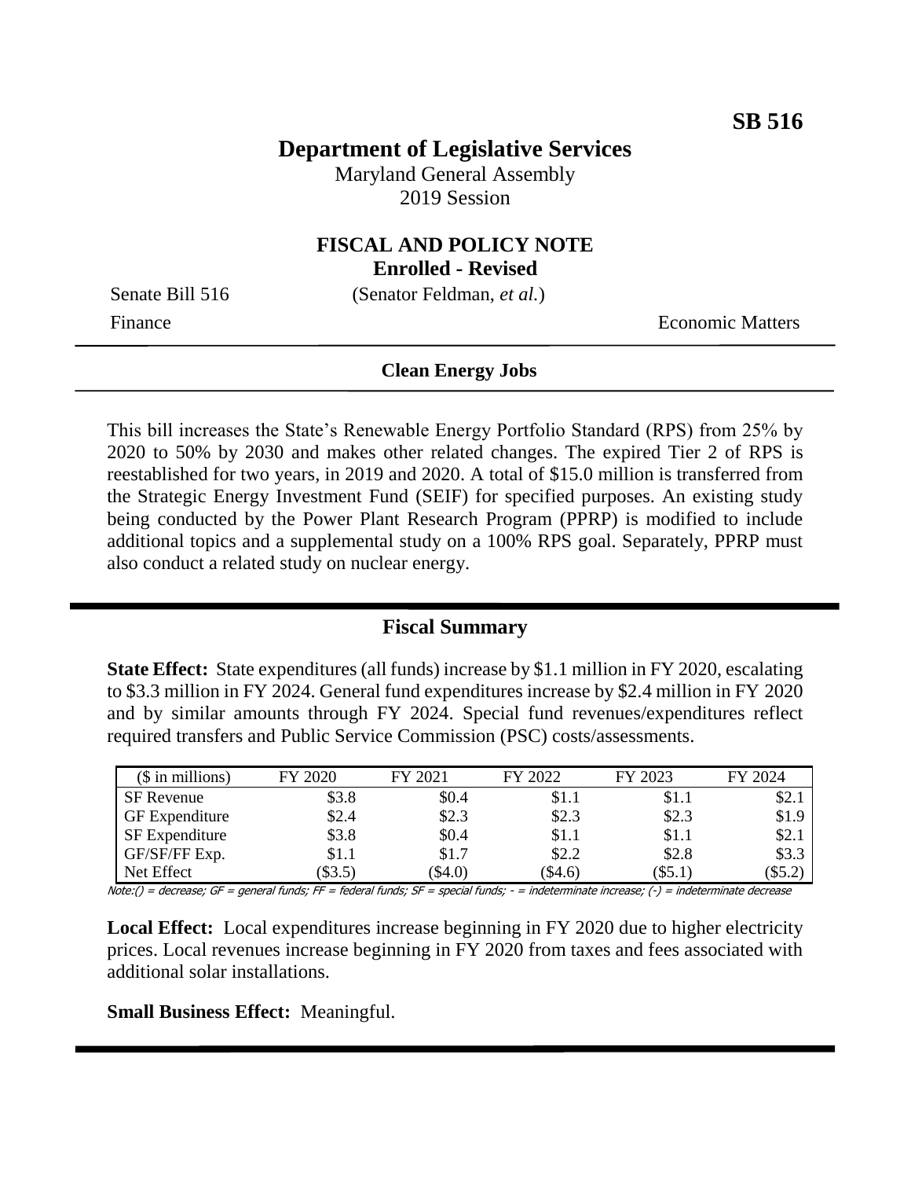**SB 516**

# Department of Legislative Services

Maryland General Assembly
2019 Session

## FISCAL AND POLICY NOTE
**Enrolled - Revised**

Senate Bill 516 (Senator Feldman, *et al.*)

Finance Economic Matters

---

**Clean Energy Jobs**

---

This bill increases the State's Renewable Energy Portfolio Standard (RPS) from 25% by 2020 to 50% by 2030 and makes other related changes. The expired Tier 2 of RPS is reestablished for two years, in 2019 and 2020. A total of $15.0 million is transferred from the Strategic Energy Investment Fund (SEIF) for specified purposes. An existing study being conducted by the Power Plant Research Program (PPRP) is modified to include additional topics and a supplemental study on a 100% RPS goal. Separately, PPRP must also conduct a related study on nuclear energy.

---

## Fiscal Summary

**State Effect:** State expenditures (all funds) increase by $1.1 million in FY 2020, escalating to $3.3 million in FY 2024. General fund expenditures increase by $2.4 million in FY 2020 and by similar amounts through FY 2024. Special fund revenues/expenditures reflect required transfers and Public Service Commission (PSC) costs/assessments.

| ($ in millions) | FY 2020 | FY 2021 | FY 2022 | FY 2023 | FY 2024 |
|---|---|---|---|---|---|
| SF Revenue | $3.8 | $0.4 | $1.1 | $1.1 | $2.1 |
| GF Expenditure | $2.4 | $2.3 | $2.3 | $2.3 | $1.9 |
| SF Expenditure | $3.8 | $0.4 | $1.1 | $1.1 | $2.1 |
| GF/SF/FF Exp. | $1.1 | $1.7 | $2.2 | $2.8 | $3.3 |
| Net Effect | ($3.5) | ($4.0) | ($4.6) | ($5.1) | ($5.2) |

Note:() = decrease; GF = general funds; FF = federal funds; SF = special funds; - = indeterminate increase; (-) = indeterminate decrease

**Local Effect:** Local expenditures increase beginning in FY 2020 due to higher electricity prices. Local revenues increase beginning in FY 2020 from taxes and fees associated with additional solar installations.

**Small Business Effect:** Meaningful.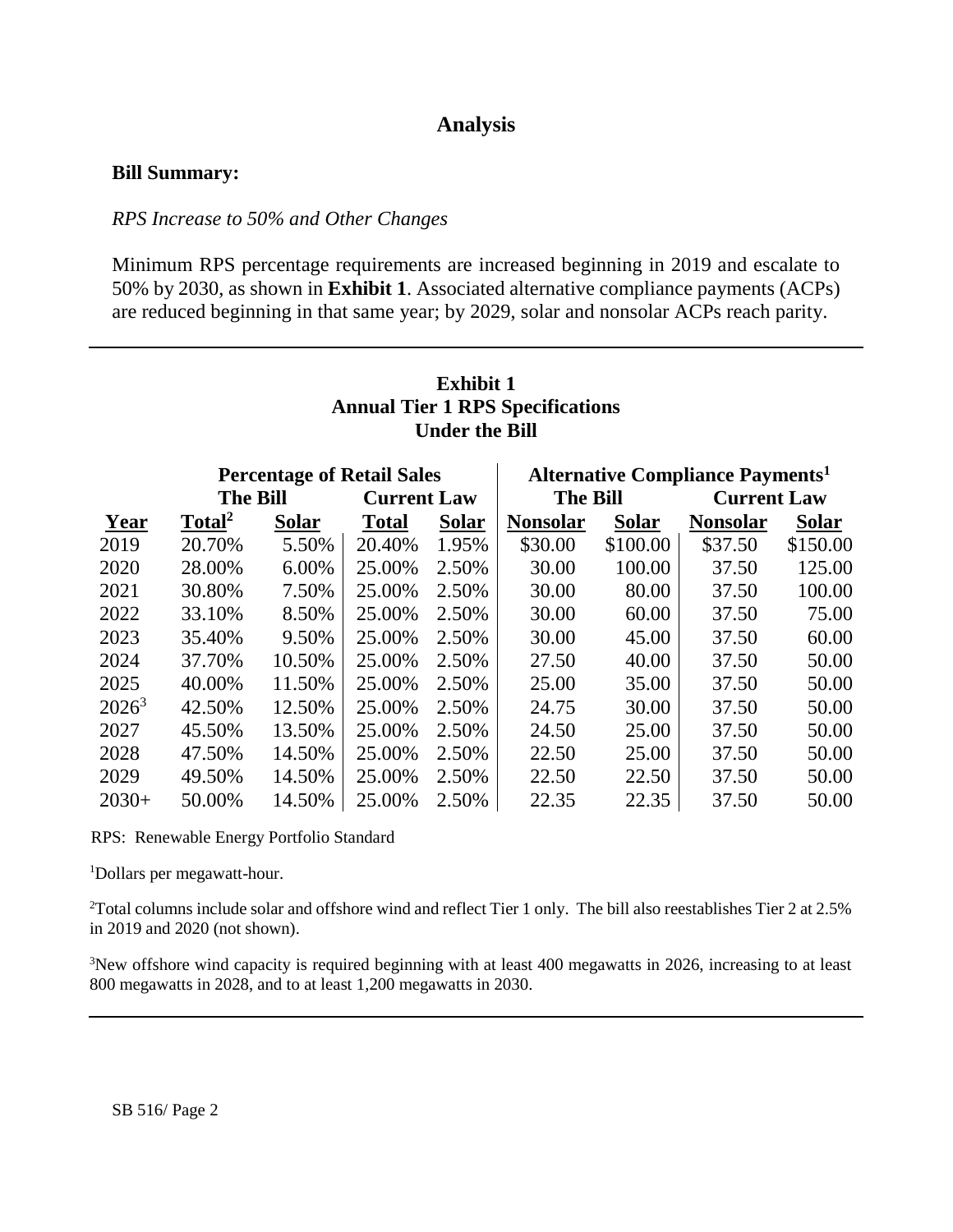## Analysis

### Bill Summary:

*RPS Increase to 50% and Other Changes*

Minimum RPS percentage requirements are increased beginning in 2019 and escalate to 50% by 2030, as shown in **Exhibit 1**. Associated alternative compliance payments (ACPs) are reduced beginning in that same year; by 2029, solar and nonsolar ACPs reach parity.

**Exhibit 1**
**Annual Tier 1 RPS Specifications**
**Under the Bill**

| | Percentage of Retail Sales | | | | Alternative Compliance Payments[1] | | | |
|---|---|---|---|---|---|---|---|---|
| | The Bill | | Current Law | | The Bill | | Current Law | |
| Year | Total[2] | Solar | Total | Solar | Nonsolar | Solar | Nonsolar | Solar |
| 2019 | 20.70% | 5.50% | 20.40% | 1.95% | $30.00 | $100.00 | $37.50 | $150.00 |
| 2020 | 28.00% | 6.00% | 25.00% | 2.50% | 30.00 | 100.00 | 37.50 | 125.00 |
| 2021 | 30.80% | 7.50% | 25.00% | 2.50% | 30.00 | 80.00 | 37.50 | 100.00 |
| 2022 | 33.10% | 8.50% | 25.00% | 2.50% | 30.00 | 60.00 | 37.50 | 75.00 |
| 2023 | 35.40% | 9.50% | 25.00% | 2.50% | 30.00 | 45.00 | 37.50 | 60.00 |
| 2024 | 37.70% | 10.50% | 25.00% | 2.50% | 27.50 | 40.00 | 37.50 | 50.00 |
| 2025 | 40.00% | 11.50% | 25.00% | 2.50% | 25.00 | 35.00 | 37.50 | 50.00 |
| 2026[3] | 42.50% | 12.50% | 25.00% | 2.50% | 24.75 | 30.00 | 37.50 | 50.00 |
| 2027 | 45.50% | 13.50% | 25.00% | 2.50% | 24.50 | 25.00 | 37.50 | 50.00 |
| 2028 | 47.50% | 14.50% | 25.00% | 2.50% | 22.50 | 25.00 | 37.50 | 50.00 |
| 2029 | 49.50% | 14.50% | 25.00% | 2.50% | 22.50 | 22.50 | 37.50 | 50.00 |
| 2030+ | 50.00% | 14.50% | 25.00% | 2.50% | 22.35 | 22.35 | 37.50 | 50.00 |

RPS: Renewable Energy Portfolio Standard

[1] Dollars per megawatt-hour.

[2] Total columns include solar and offshore wind and reflect Tier 1 only. The bill also reestablishes Tier 2 at 2.5% in 2019 and 2020 (not shown).

[3] New offshore wind capacity is required beginning with at least 400 megawatts in 2026, increasing to at least 800 megawatts in 2028, and to at least 1,200 megawatts in 2030.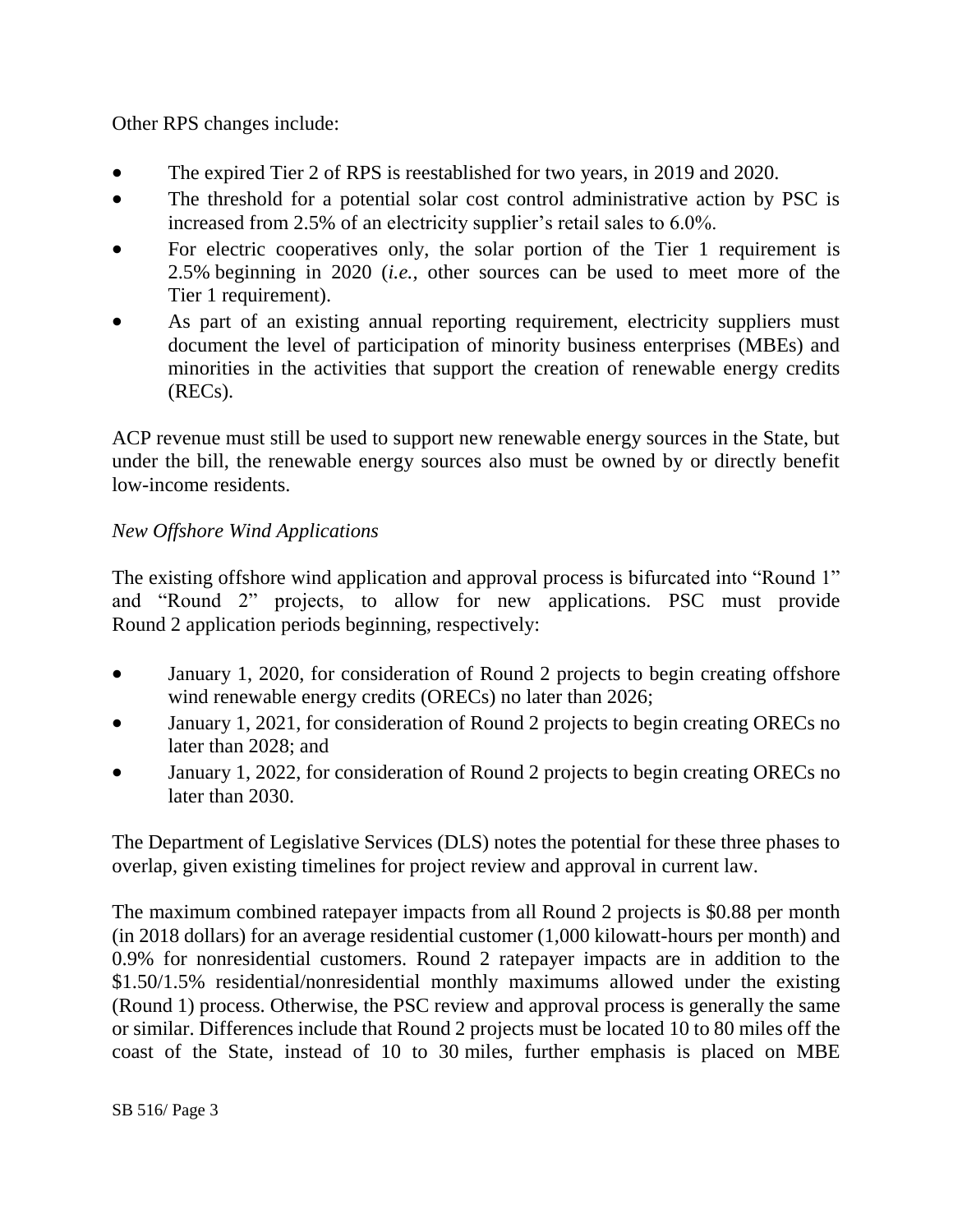Other RPS changes include:

- The expired Tier 2 of RPS is reestablished for two years, in 2019 and 2020.
- The threshold for a potential solar cost control administrative action by PSC is increased from 2.5% of an electricity supplier's retail sales to 6.0%.
- For electric cooperatives only, the solar portion of the Tier 1 requirement is 2.5% beginning in 2020 (*i.e.*, other sources can be used to meet more of the Tier 1 requirement).
- As part of an existing annual reporting requirement, electricity suppliers must document the level of participation of minority business enterprises (MBEs) and minorities in the activities that support the creation of renewable energy credits (RECs).

ACP revenue must still be used to support new renewable energy sources in the State, but under the bill, the renewable energy sources also must be owned by or directly benefit low-income residents.

*New Offshore Wind Applications*

The existing offshore wind application and approval process is bifurcated into "Round 1" and "Round 2" projects, to allow for new applications. PSC must provide Round 2 application periods beginning, respectively:

- January 1, 2020, for consideration of Round 2 projects to begin creating offshore wind renewable energy credits (ORECs) no later than 2026;
- January 1, 2021, for consideration of Round 2 projects to begin creating ORECs no later than 2028; and
- January 1, 2022, for consideration of Round 2 projects to begin creating ORECs no later than 2030.

The Department of Legislative Services (DLS) notes the potential for these three phases to overlap, given existing timelines for project review and approval in current law.

The maximum combined ratepayer impacts from all Round 2 projects is $0.88 per month (in 2018 dollars) for an average residential customer (1,000 kilowatt-hours per month) and 0.9% for nonresidential customers. Round 2 ratepayer impacts are in addition to the $1.50/1.5% residential/nonresidential monthly maximums allowed under the existing (Round 1) process. Otherwise, the PSC review and approval process is generally the same or similar. Differences include that Round 2 projects must be located 10 to 80 miles off the coast of the State, instead of 10 to 30 miles, further emphasis is placed on MBE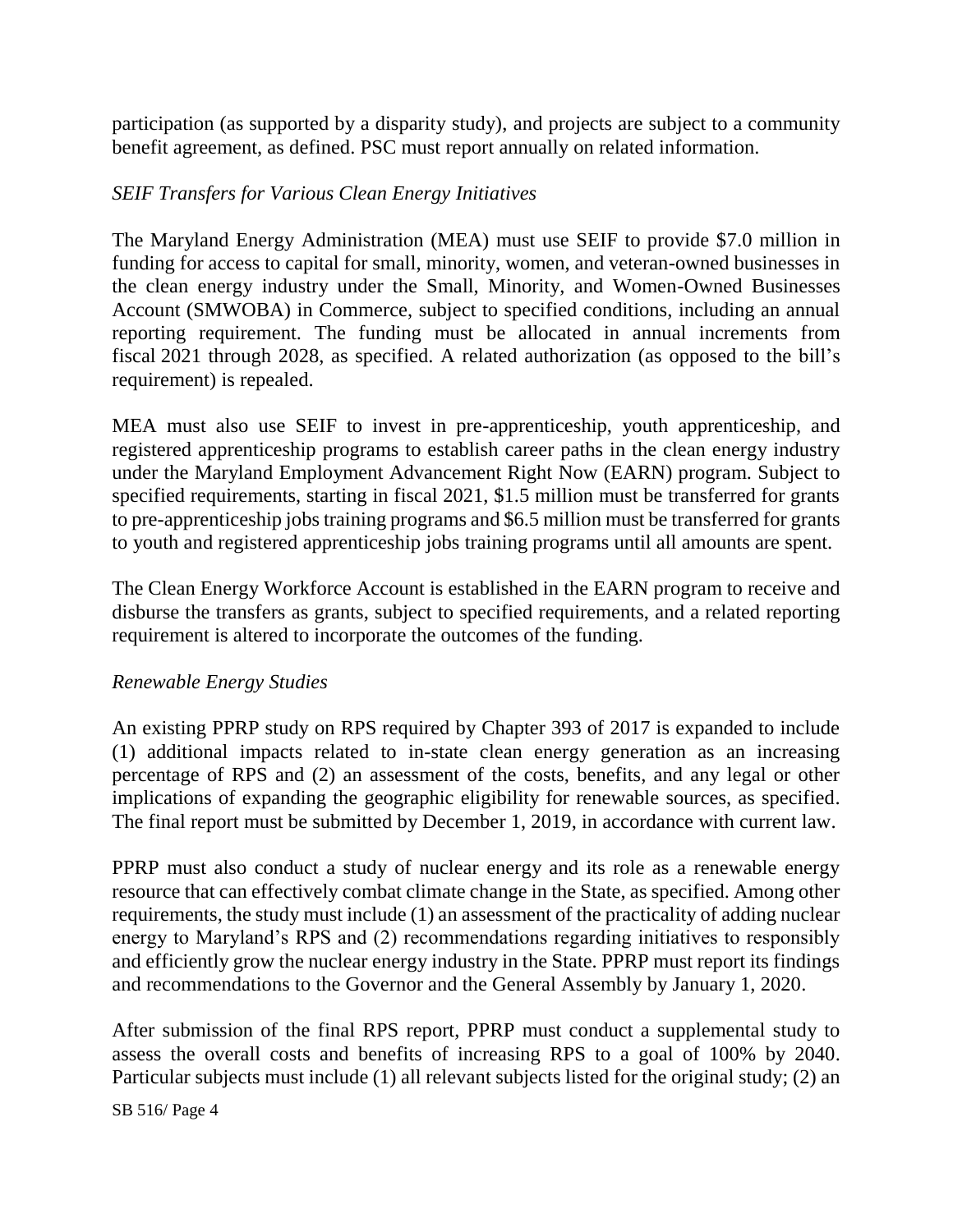participation (as supported by a disparity study), and projects are subject to a community benefit agreement, as defined. PSC must report annually on related information.

*SEIF Transfers for Various Clean Energy Initiatives*

The Maryland Energy Administration (MEA) must use SEIF to provide $7.0 million in funding for access to capital for small, minority, women, and veteran-owned businesses in the clean energy industry under the Small, Minority, and Women-Owned Businesses Account (SMWOBA) in Commerce, subject to specified conditions, including an annual reporting requirement. The funding must be allocated in annual increments from fiscal 2021 through 2028, as specified. A related authorization (as opposed to the bill's requirement) is repealed.

MEA must also use SEIF to invest in pre-apprenticeship, youth apprenticeship, and registered apprenticeship programs to establish career paths in the clean energy industry under the Maryland Employment Advancement Right Now (EARN) program. Subject to specified requirements, starting in fiscal 2021, $1.5 million must be transferred for grants to pre-apprenticeship jobs training programs and $6.5 million must be transferred for grants to youth and registered apprenticeship jobs training programs until all amounts are spent.

The Clean Energy Workforce Account is established in the EARN program to receive and disburse the transfers as grants, subject to specified requirements, and a related reporting requirement is altered to incorporate the outcomes of the funding.

*Renewable Energy Studies*

An existing PPRP study on RPS required by Chapter 393 of 2017 is expanded to include (1) additional impacts related to in-state clean energy generation as an increasing percentage of RPS and (2) an assessment of the costs, benefits, and any legal or other implications of expanding the geographic eligibility for renewable sources, as specified. The final report must be submitted by December 1, 2019, in accordance with current law.

PPRP must also conduct a study of nuclear energy and its role as a renewable energy resource that can effectively combat climate change in the State, as specified. Among other requirements, the study must include (1) an assessment of the practicality of adding nuclear energy to Maryland's RPS and (2) recommendations regarding initiatives to responsibly and efficiently grow the nuclear energy industry in the State. PPRP must report its findings and recommendations to the Governor and the General Assembly by January 1, 2020.

After submission of the final RPS report, PPRP must conduct a supplemental study to assess the overall costs and benefits of increasing RPS to a goal of 100% by 2040. Particular subjects must include (1) all relevant subjects listed for the original study; (2) an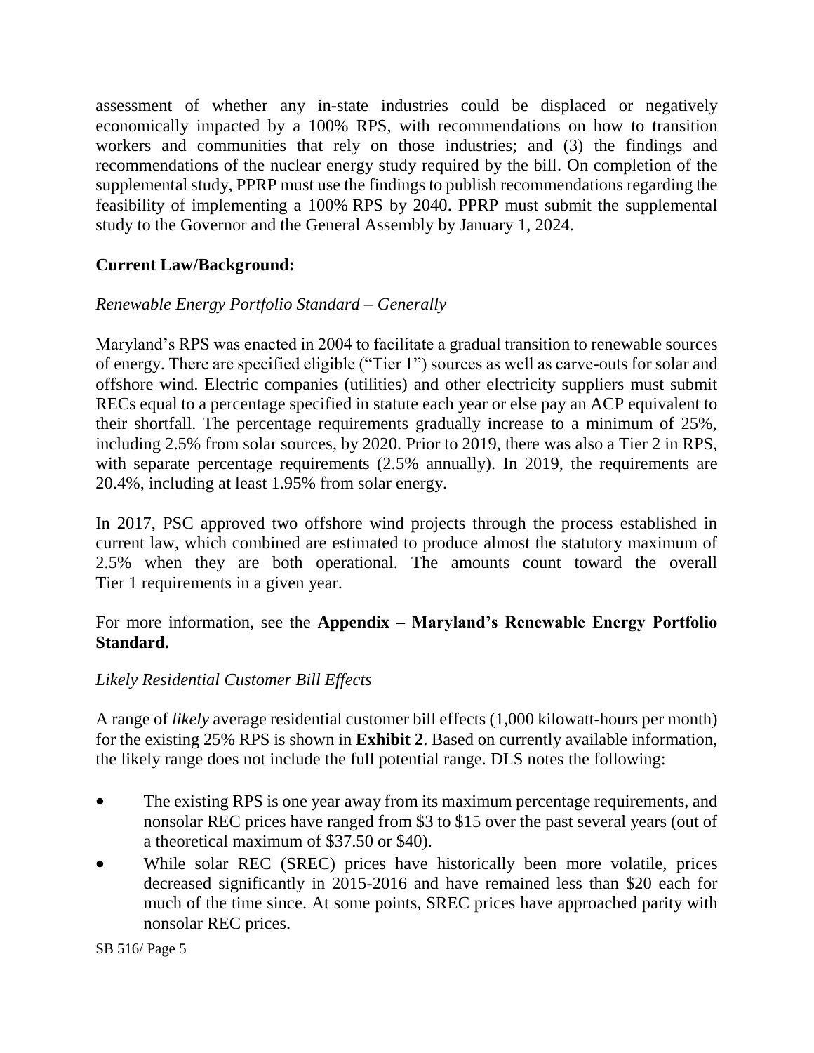assessment of whether any in-state industries could be displaced or negatively economically impacted by a 100% RPS, with recommendations on how to transition workers and communities that rely on those industries; and (3) the findings and recommendations of the nuclear energy study required by the bill. On completion of the supplemental study, PPRP must use the findings to publish recommendations regarding the feasibility of implementing a 100% RPS by 2040. PPRP must submit the supplemental study to the Governor and the General Assembly by January 1, 2024.

**Current Law/Background:**

*Renewable Energy Portfolio Standard – Generally*

Maryland's RPS was enacted in 2004 to facilitate a gradual transition to renewable sources of energy. There are specified eligible ("Tier 1") sources as well as carve-outs for solar and offshore wind. Electric companies (utilities) and other electricity suppliers must submit RECs equal to a percentage specified in statute each year or else pay an ACP equivalent to their shortfall. The percentage requirements gradually increase to a minimum of 25%, including 2.5% from solar sources, by 2020. Prior to 2019, there was also a Tier 2 in RPS, with separate percentage requirements (2.5% annually). In 2019, the requirements are 20.4%, including at least 1.95% from solar energy.

In 2017, PSC approved two offshore wind projects through the process established in current law, which combined are estimated to produce almost the statutory maximum of 2.5% when they are both operational. The amounts count toward the overall Tier 1 requirements in a given year.

For more information, see the **Appendix – Maryland's Renewable Energy Portfolio Standard.**

*Likely Residential Customer Bill Effects*

A range of *likely* average residential customer bill effects (1,000 kilowatt-hours per month) for the existing 25% RPS is shown in **Exhibit 2**. Based on currently available information, the likely range does not include the full potential range. DLS notes the following:

- The existing RPS is one year away from its maximum percentage requirements, and nonsolar REC prices have ranged from $3 to $15 over the past several years (out of a theoretical maximum of $37.50 or $40).
- While solar REC (SREC) prices have historically been more volatile, prices decreased significantly in 2015-2016 and have remained less than $20 each for much of the time since. At some points, SREC prices have approached parity with nonsolar REC prices.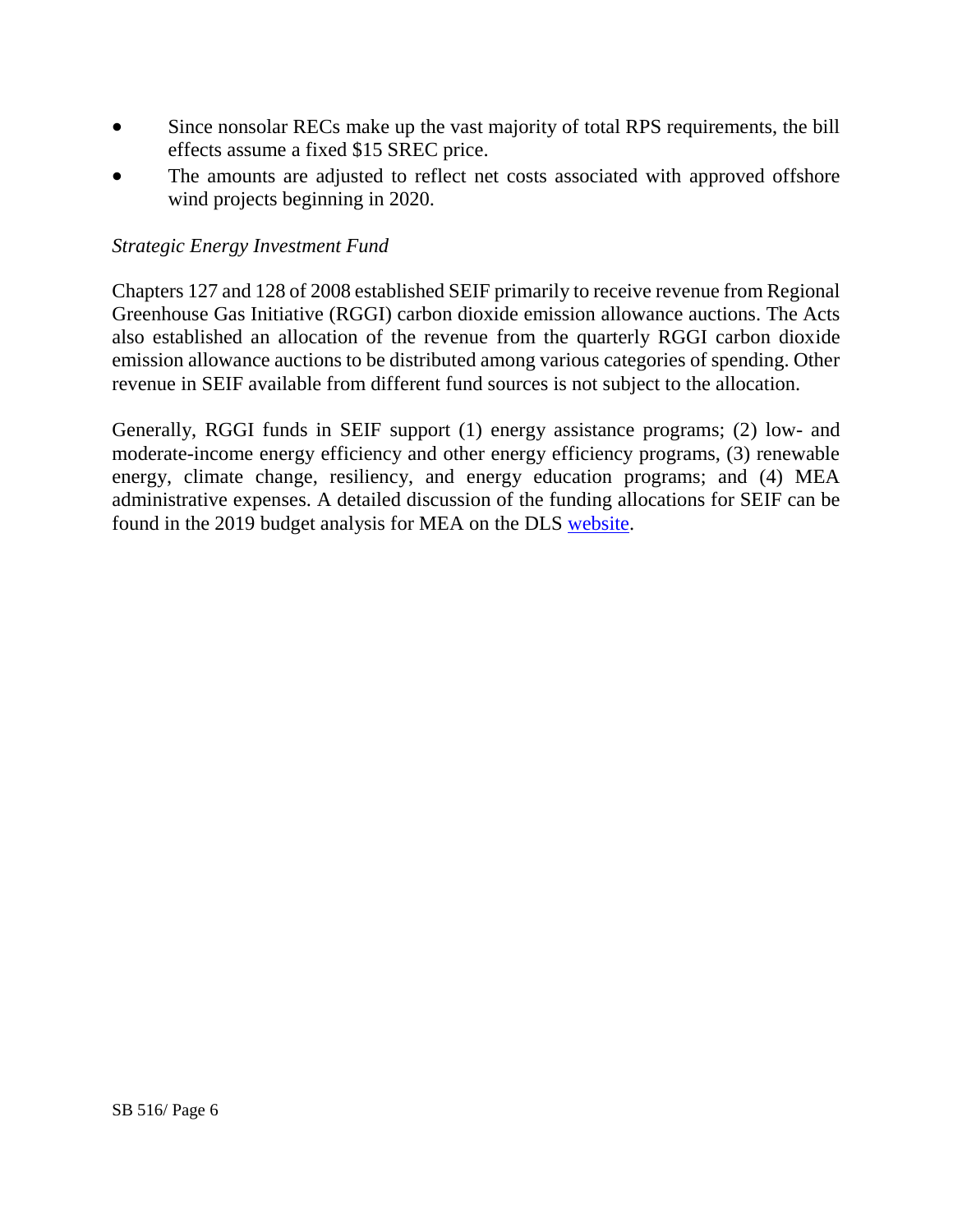- Since nonsolar RECs make up the vast majority of total RPS requirements, the bill effects assume a fixed $15 SREC price.
- The amounts are adjusted to reflect net costs associated with approved offshore wind projects beginning in 2020.

*Strategic Energy Investment Fund*

Chapters 127 and 128 of 2008 established SEIF primarily to receive revenue from Regional Greenhouse Gas Initiative (RGGI) carbon dioxide emission allowance auctions. The Acts also established an allocation of the revenue from the quarterly RGGI carbon dioxide emission allowance auctions to be distributed among various categories of spending. Other revenue in SEIF available from different fund sources is not subject to the allocation.

Generally, RGGI funds in SEIF support (1) energy assistance programs; (2) low- and moderate-income energy efficiency and other energy efficiency programs, (3) renewable energy, climate change, resiliency, and energy education programs; and (4) MEA administrative expenses. A detailed discussion of the funding allocations for SEIF can be found in the 2019 budget analysis for MEA on the DLS website.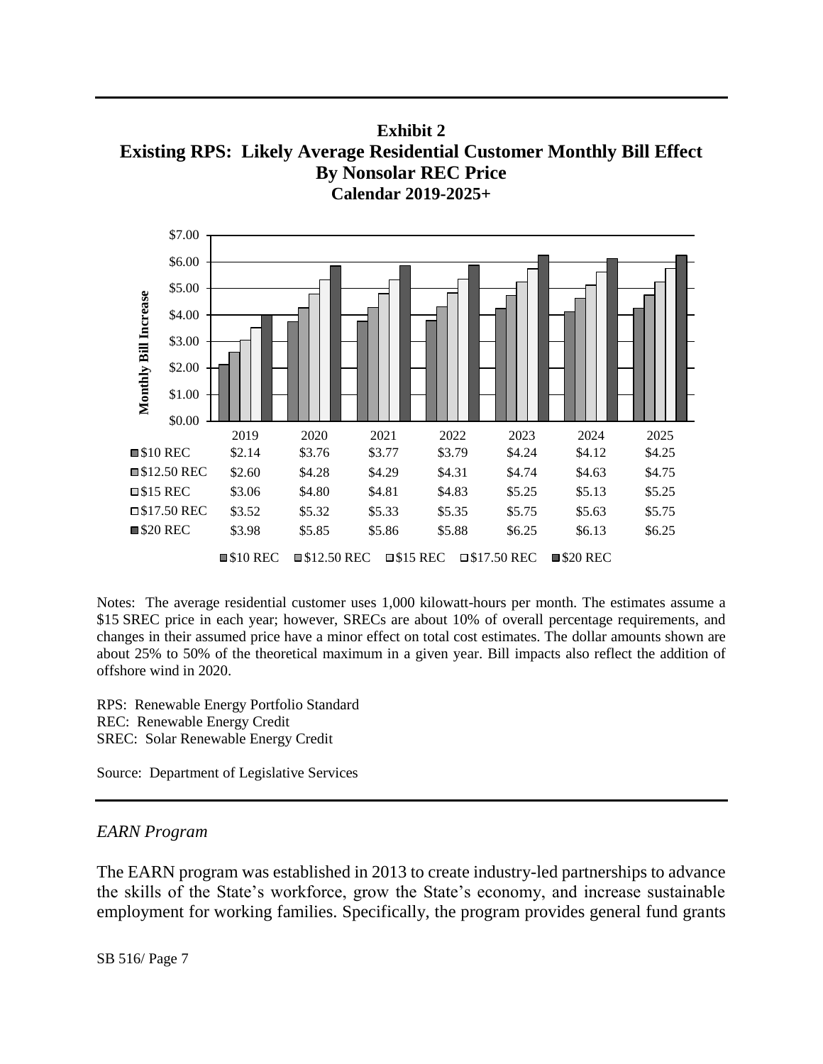**Exhibit 2**
**Existing RPS: Likely Average Residential Customer Monthly Bill Effect**
**By Nonsolar REC Price**
**Calendar 2019-2025+**

| | 2019 | 2020 | 2021 | 2022 | 2023 | 2024 | 2025 |
|---|---|---|---|---|---|---|---|
| $10 REC | $2.14 | $3.76 | $3.77 | $3.79 | $4.24 | $4.12 | $4.25 |
| $12.50 REC | $2.60 | $4.28 | $4.29 | $4.31 | $4.74 | $4.63 | $4.75 |
| $15 REC | $3.06 | $4.80 | $4.81 | $4.83 | $5.25 | $5.13 | $5.25 |
| $17.50 REC | $3.52 | $5.32 | $5.33 | $5.35 | $5.75 | $5.63 | $5.75 |
| $20 REC | $3.98 | $5.85 | $5.86 | $5.88 | $6.25 | $6.13 | $6.25 |

Notes: The average residential customer uses 1,000 kilowatt-hours per month. The estimates assume a $15 SREC price in each year; however, SRECs are about 10% of overall percentage requirements, and changes in their assumed price have a minor effect on total cost estimates. The dollar amounts shown are about 25% to 50% of the theoretical maximum in a given year. Bill impacts also reflect the addition of offshore wind in 2020.

RPS: Renewable Energy Portfolio Standard
REC: Renewable Energy Credit
SREC: Solar Renewable Energy Credit

Source: Department of Legislative Services

*EARN Program*

The EARN program was established in 2013 to create industry-led partnerships to advance the skills of the State's workforce, grow the State's economy, and increase sustainable employment for working families. Specifically, the program provides general fund grants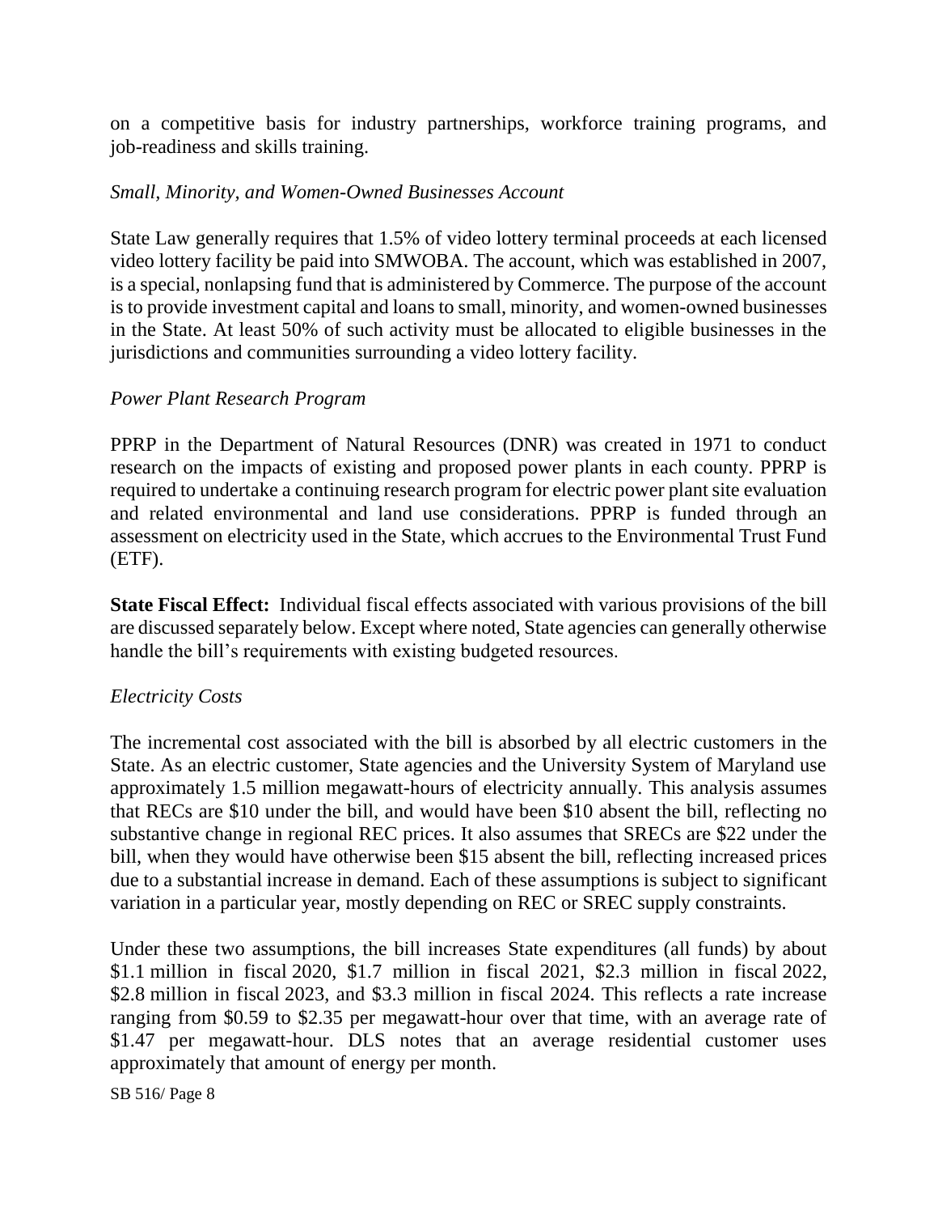on a competitive basis for industry partnerships, workforce training programs, and job-readiness and skills training.

*Small, Minority, and Women-Owned Businesses Account*

State Law generally requires that 1.5% of video lottery terminal proceeds at each licensed video lottery facility be paid into SMWOBA. The account, which was established in 2007, is a special, nonlapsing fund that is administered by Commerce. The purpose of the account is to provide investment capital and loans to small, minority, and women-owned businesses in the State. At least 50% of such activity must be allocated to eligible businesses in the jurisdictions and communities surrounding a video lottery facility.

*Power Plant Research Program*

PPRP in the Department of Natural Resources (DNR) was created in 1971 to conduct research on the impacts of existing and proposed power plants in each county. PPRP is required to undertake a continuing research program for electric power plant site evaluation and related environmental and land use considerations. PPRP is funded through an assessment on electricity used in the State, which accrues to the Environmental Trust Fund (ETF).

**State Fiscal Effect:** Individual fiscal effects associated with various provisions of the bill are discussed separately below. Except where noted, State agencies can generally otherwise handle the bill's requirements with existing budgeted resources.

*Electricity Costs*

The incremental cost associated with the bill is absorbed by all electric customers in the State. As an electric customer, State agencies and the University System of Maryland use approximately 1.5 million megawatt-hours of electricity annually. This analysis assumes that RECs are $10 under the bill, and would have been $10 absent the bill, reflecting no substantive change in regional REC prices. It also assumes that SRECs are $22 under the bill, when they would have otherwise been $15 absent the bill, reflecting increased prices due to a substantial increase in demand. Each of these assumptions is subject to significant variation in a particular year, mostly depending on REC or SREC supply constraints.

Under these two assumptions, the bill increases State expenditures (all funds) by about $1.1 million in fiscal 2020, $1.7 million in fiscal 2021, $2.3 million in fiscal 2022, $2.8 million in fiscal 2023, and $3.3 million in fiscal 2024. This reflects a rate increase ranging from $0.59 to $2.35 per megawatt-hour over that time, with an average rate of $1.47 per megawatt-hour. DLS notes that an average residential customer uses approximately that amount of energy per month.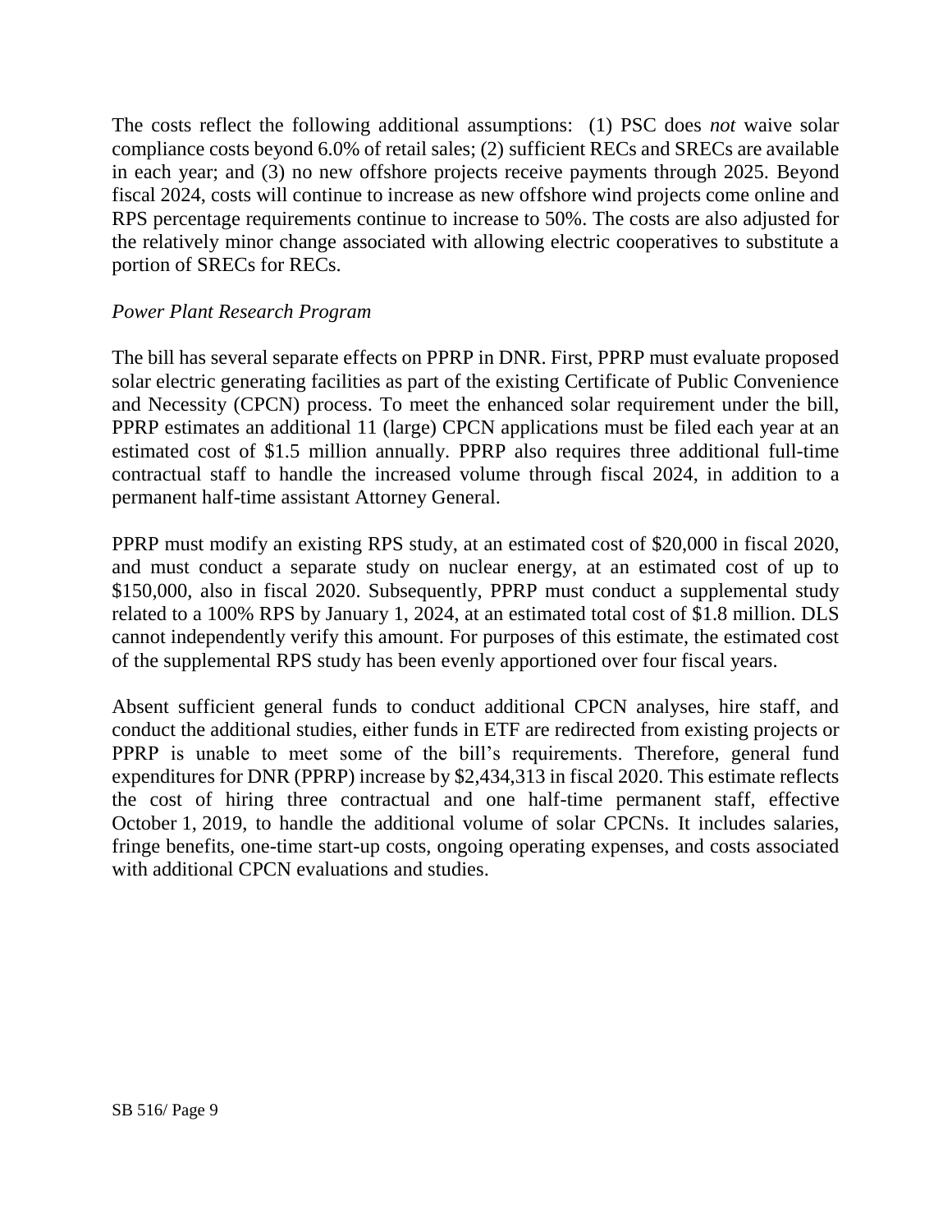The costs reflect the following additional assumptions: (1) PSC does *not* waive solar compliance costs beyond 6.0% of retail sales; (2) sufficient RECs and SRECs are available in each year; and (3) no new offshore projects receive payments through 2025. Beyond fiscal 2024, costs will continue to increase as new offshore wind projects come online and RPS percentage requirements continue to increase to 50%. The costs are also adjusted for the relatively minor change associated with allowing electric cooperatives to substitute a portion of SRECs for RECs.

*Power Plant Research Program*

The bill has several separate effects on PPRP in DNR. First, PPRP must evaluate proposed solar electric generating facilities as part of the existing Certificate of Public Convenience and Necessity (CPCN) process. To meet the enhanced solar requirement under the bill, PPRP estimates an additional 11 (large) CPCN applications must be filed each year at an estimated cost of $1.5 million annually. PPRP also requires three additional full-time contractual staff to handle the increased volume through fiscal 2024, in addition to a permanent half-time assistant Attorney General.

PPRP must modify an existing RPS study, at an estimated cost of $20,000 in fiscal 2020, and must conduct a separate study on nuclear energy, at an estimated cost of up to $150,000, also in fiscal 2020. Subsequently, PPRP must conduct a supplemental study related to a 100% RPS by January 1, 2024, at an estimated total cost of $1.8 million. DLS cannot independently verify this amount. For purposes of this estimate, the estimated cost of the supplemental RPS study has been evenly apportioned over four fiscal years.

Absent sufficient general funds to conduct additional CPCN analyses, hire staff, and conduct the additional studies, either funds in ETF are redirected from existing projects or PPRP is unable to meet some of the bill's requirements. Therefore, general fund expenditures for DNR (PPRP) increase by $2,434,313 in fiscal 2020. This estimate reflects the cost of hiring three contractual and one half-time permanent staff, effective October 1, 2019, to handle the additional volume of solar CPCNs. It includes salaries, fringe benefits, one-time start-up costs, ongoing operating expenses, and costs associated with additional CPCN evaluations and studies.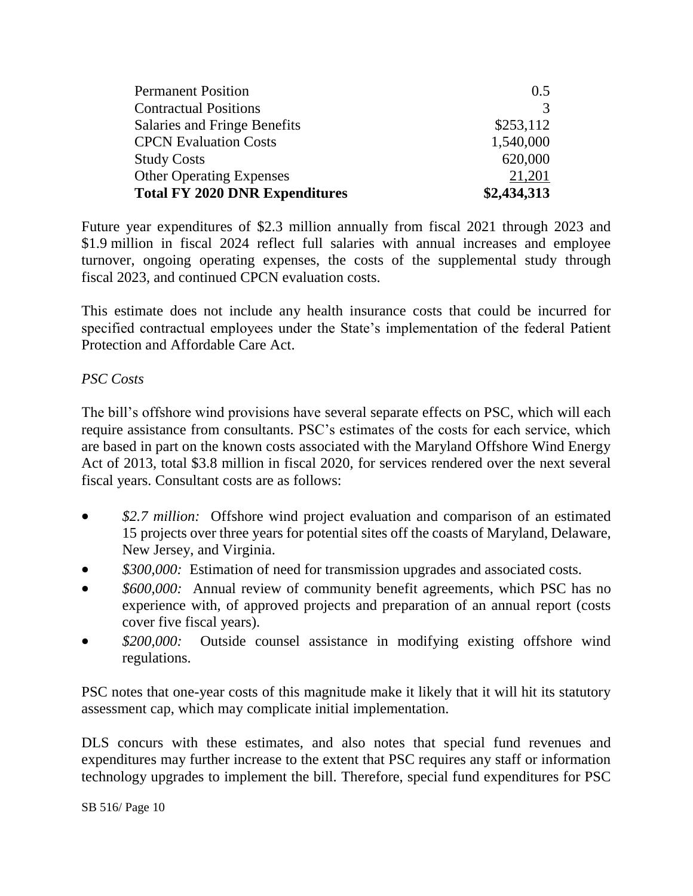| | |
|---|---|
| Permanent Position | 0.5 |
| Contractual Positions | 3 |
| Salaries and Fringe Benefits | $253,112 |
| CPCN Evaluation Costs | 1,540,000 |
| Study Costs | 620,000 |
| Other Operating Expenses | 21,201 |
| **Total FY 2020 DNR Expenditures** | **$2,434,313** |

Future year expenditures of $2.3 million annually from fiscal 2021 through 2023 and $1.9 million in fiscal 2024 reflect full salaries with annual increases and employee turnover, ongoing operating expenses, the costs of the supplemental study through fiscal 2023, and continued CPCN evaluation costs.

This estimate does not include any health insurance costs that could be incurred for specified contractual employees under the State's implementation of the federal Patient Protection and Affordable Care Act.

*PSC Costs*

The bill's offshore wind provisions have several separate effects on PSC, which will each require assistance from consultants. PSC's estimates of the costs for each service, which are based in part on the known costs associated with the Maryland Offshore Wind Energy Act of 2013, total $3.8 million in fiscal 2020, for services rendered over the next several fiscal years. Consultant costs are as follows:

- *$2.7 million:* Offshore wind project evaluation and comparison of an estimated 15 projects over three years for potential sites off the coasts of Maryland, Delaware, New Jersey, and Virginia.
- *$300,000:* Estimation of need for transmission upgrades and associated costs.
- *$600,000:* Annual review of community benefit agreements, which PSC has no experience with, of approved projects and preparation of an annual report (costs cover five fiscal years).
- *$200,000:* Outside counsel assistance in modifying existing offshore wind regulations.

PSC notes that one-year costs of this magnitude make it likely that it will hit its statutory assessment cap, which may complicate initial implementation.

DLS concurs with these estimates, and also notes that special fund revenues and expenditures may further increase to the extent that PSC requires any staff or information technology upgrades to implement the bill. Therefore, special fund expenditures for PSC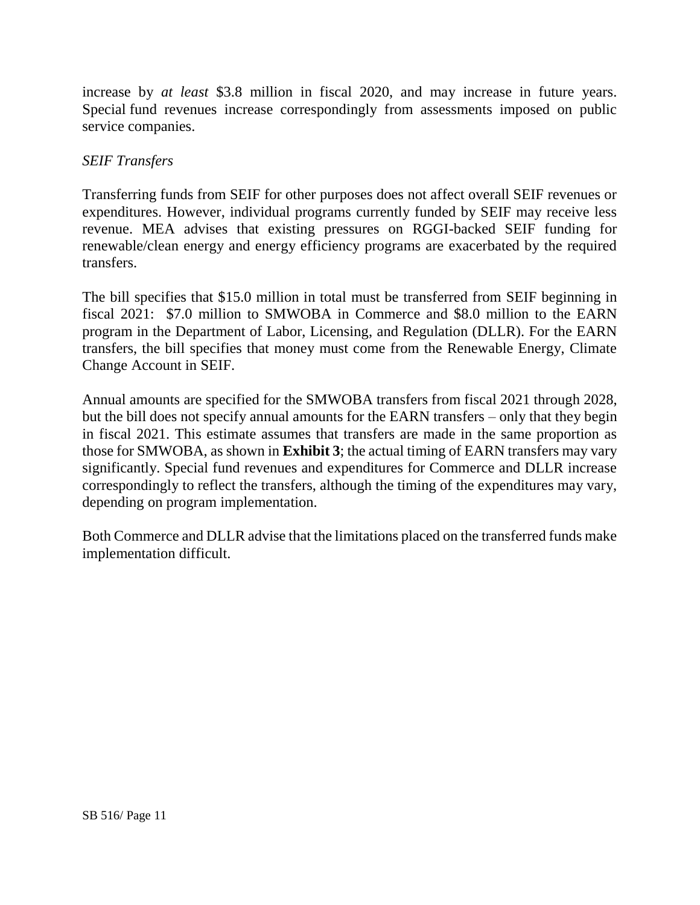increase by *at least* $3.8 million in fiscal 2020, and may increase in future years. Special fund revenues increase correspondingly from assessments imposed on public service companies.

*SEIF Transfers*

Transferring funds from SEIF for other purposes does not affect overall SEIF revenues or expenditures. However, individual programs currently funded by SEIF may receive less revenue. MEA advises that existing pressures on RGGI-backed SEIF funding for renewable/clean energy and energy efficiency programs are exacerbated by the required transfers.

The bill specifies that $15.0 million in total must be transferred from SEIF beginning in fiscal 2021: $7.0 million to SMWOBA in Commerce and $8.0 million to the EARN program in the Department of Labor, Licensing, and Regulation (DLLR). For the EARN transfers, the bill specifies that money must come from the Renewable Energy, Climate Change Account in SEIF.

Annual amounts are specified for the SMWOBA transfers from fiscal 2021 through 2028, but the bill does not specify annual amounts for the EARN transfers – only that they begin in fiscal 2021. This estimate assumes that transfers are made in the same proportion as those for SMWOBA, as shown in **Exhibit 3**; the actual timing of EARN transfers may vary significantly. Special fund revenues and expenditures for Commerce and DLLR increase correspondingly to reflect the transfers, although the timing of the expenditures may vary, depending on program implementation.

Both Commerce and DLLR advise that the limitations placed on the transferred funds make implementation difficult.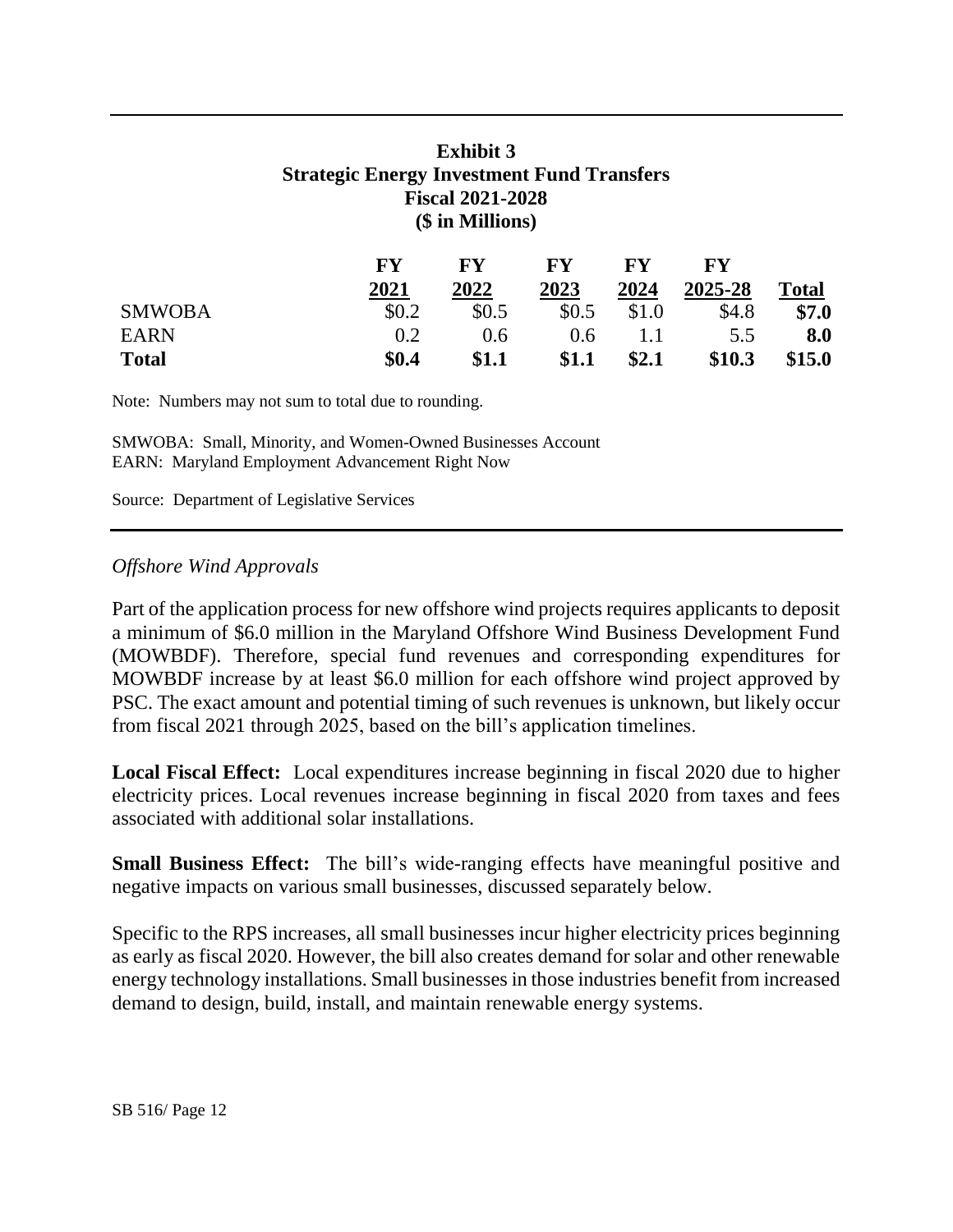**Exhibit 3**
**Strategic Energy Investment Fund Transfers**
**Fiscal 2021-2028**
**($ in Millions)**

| | FY 2021 | FY 2022 | FY 2023 | FY 2024 | FY 2025-28 | Total |
|---|---|---|---|---|---|---|
| SMWOBA | $0.2 | $0.5 | $0.5 | $1.0 | $4.8 | **$7.0** |
| EARN | 0.2 | 0.6 | 0.6 | 1.1 | 5.5 | **8.0** |
| **Total** | **$0.4** | **$1.1** | **$1.1** | **$2.1** | **$10.3** | **$15.0** |

Note: Numbers may not sum to total due to rounding.

SMWOBA: Small, Minority, and Women-Owned Businesses Account
EARN: Maryland Employment Advancement Right Now

Source: Department of Legislative Services

*Offshore Wind Approvals*

Part of the application process for new offshore wind projects requires applicants to deposit a minimum of $6.0 million in the Maryland Offshore Wind Business Development Fund (MOWBDF). Therefore, special fund revenues and corresponding expenditures for MOWBDF increase by at least $6.0 million for each offshore wind project approved by PSC. The exact amount and potential timing of such revenues is unknown, but likely occur from fiscal 2021 through 2025, based on the bill's application timelines.

**Local Fiscal Effect:** Local expenditures increase beginning in fiscal 2020 due to higher electricity prices. Local revenues increase beginning in fiscal 2020 from taxes and fees associated with additional solar installations.

**Small Business Effect:** The bill's wide-ranging effects have meaningful positive and negative impacts on various small businesses, discussed separately below.

Specific to the RPS increases, all small businesses incur higher electricity prices beginning as early as fiscal 2020. However, the bill also creates demand for solar and other renewable energy technology installations. Small businesses in those industries benefit from increased demand to design, build, install, and maintain renewable energy systems.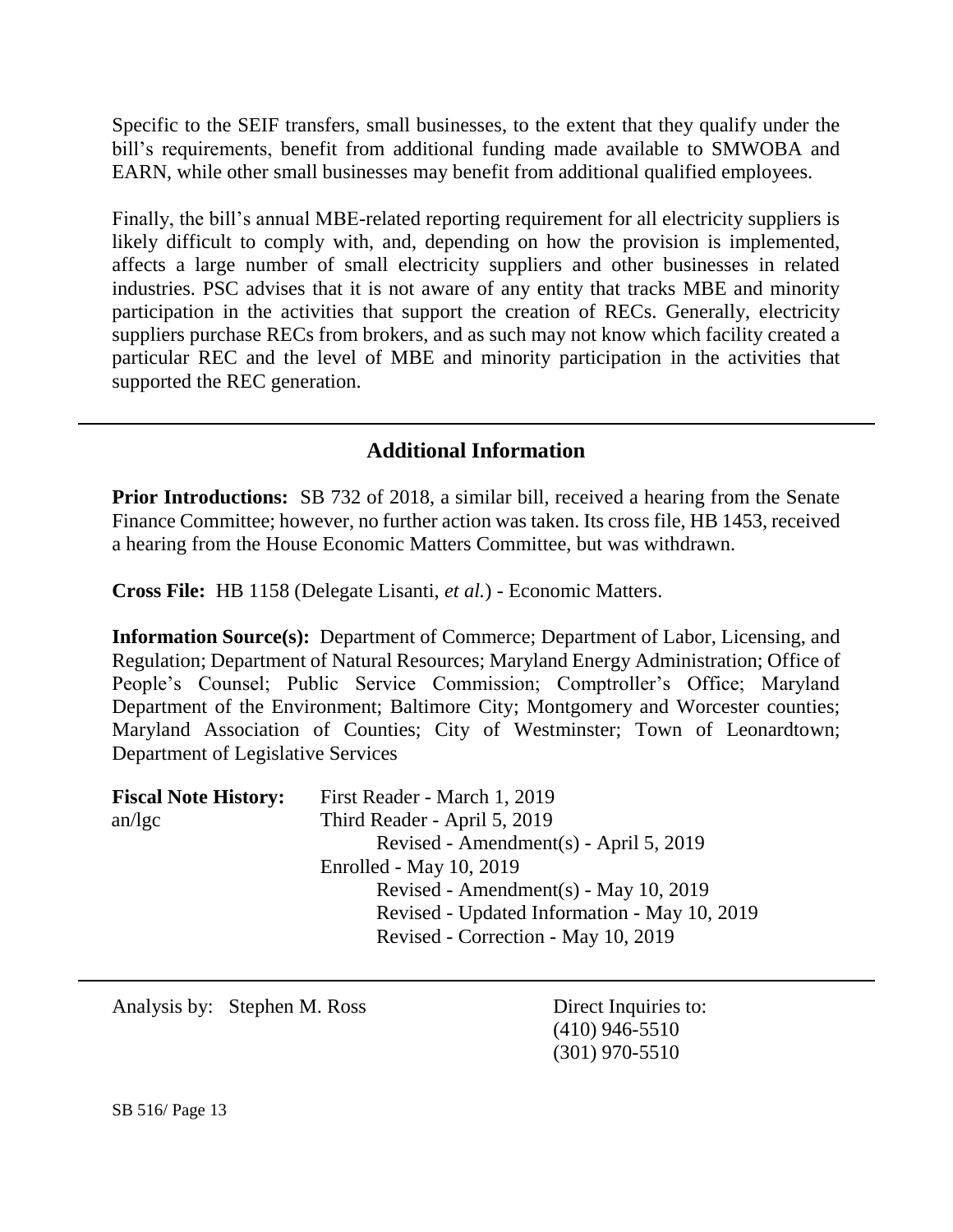Specific to the SEIF transfers, small businesses, to the extent that they qualify under the bill's requirements, benefit from additional funding made available to SMWOBA and EARN, while other small businesses may benefit from additional qualified employees.

Finally, the bill's annual MBE-related reporting requirement for all electricity suppliers is likely difficult to comply with, and, depending on how the provision is implemented, affects a large number of small electricity suppliers and other businesses in related industries. PSC advises that it is not aware of any entity that tracks MBE and minority participation in the activities that support the creation of RECs. Generally, electricity suppliers purchase RECs from brokers, and as such may not know which facility created a particular REC and the level of MBE and minority participation in the activities that supported the REC generation.

---

## Additional Information

**Prior Introductions:** SB 732 of 2018, a similar bill, received a hearing from the Senate Finance Committee; however, no further action was taken. Its cross file, HB 1453, received a hearing from the House Economic Matters Committee, but was withdrawn.

**Cross File:** HB 1158 (Delegate Lisanti, *et al.*) - Economic Matters.

**Information Source(s):** Department of Commerce; Department of Labor, Licensing, and Regulation; Department of Natural Resources; Maryland Energy Administration; Office of People's Counsel; Public Service Commission; Comptroller's Office; Maryland Department of the Environment; Baltimore City; Montgomery and Worcester counties; Maryland Association of Counties; City of Westminster; Town of Leonardtown; Department of Legislative Services

**Fiscal Note History:** First Reader - March 1, 2019
an/lgc
Third Reader - April 5, 2019
Revised - Amendment(s) - April 5, 2019
Enrolled - May 10, 2019
Revised - Amendment(s) - May 10, 2019
Revised - Updated Information - May 10, 2019
Revised - Correction - May 10, 2019

---

Analysis by: Stephen M. Ross

Direct Inquiries to:
(410) 946-5510
(301) 970-5510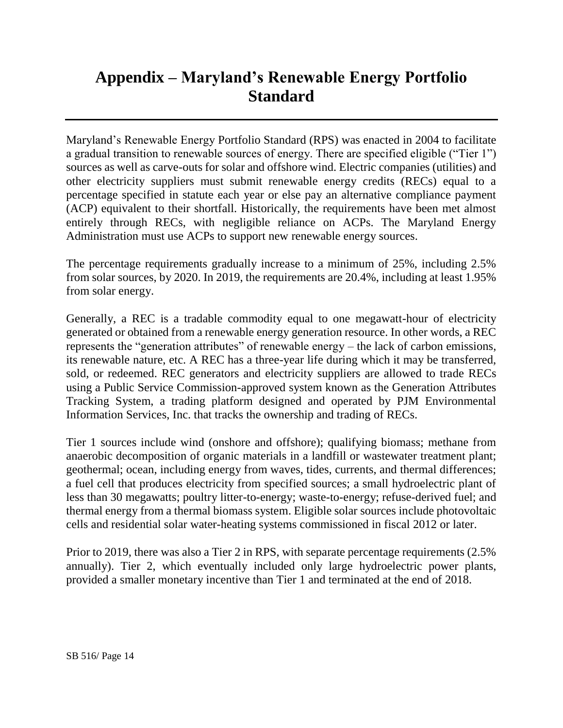# Appendix – Maryland's Renewable Energy Portfolio Standard

Maryland's Renewable Energy Portfolio Standard (RPS) was enacted in 2004 to facilitate a gradual transition to renewable sources of energy. There are specified eligible ("Tier 1") sources as well as carve-outs for solar and offshore wind. Electric companies (utilities) and other electricity suppliers must submit renewable energy credits (RECs) equal to a percentage specified in statute each year or else pay an alternative compliance payment (ACP) equivalent to their shortfall. Historically, the requirements have been met almost entirely through RECs, with negligible reliance on ACPs. The Maryland Energy Administration must use ACPs to support new renewable energy sources.

The percentage requirements gradually increase to a minimum of 25%, including 2.5% from solar sources, by 2020. In 2019, the requirements are 20.4%, including at least 1.95% from solar energy.

Generally, a REC is a tradable commodity equal to one megawatt-hour of electricity generated or obtained from a renewable energy generation resource. In other words, a REC represents the "generation attributes" of renewable energy – the lack of carbon emissions, its renewable nature, etc. A REC has a three-year life during which it may be transferred, sold, or redeemed. REC generators and electricity suppliers are allowed to trade RECs using a Public Service Commission-approved system known as the Generation Attributes Tracking System, a trading platform designed and operated by PJM Environmental Information Services, Inc. that tracks the ownership and trading of RECs.

Tier 1 sources include wind (onshore and offshore); qualifying biomass; methane from anaerobic decomposition of organic materials in a landfill or wastewater treatment plant; geothermal; ocean, including energy from waves, tides, currents, and thermal differences; a fuel cell that produces electricity from specified sources; a small hydroelectric plant of less than 30 megawatts; poultry litter-to-energy; waste-to-energy; refuse-derived fuel; and thermal energy from a thermal biomass system. Eligible solar sources include photovoltaic cells and residential solar water-heating systems commissioned in fiscal 2012 or later.

Prior to 2019, there was also a Tier 2 in RPS, with separate percentage requirements (2.5% annually). Tier 2, which eventually included only large hydroelectric power plants, provided a smaller monetary incentive than Tier 1 and terminated at the end of 2018.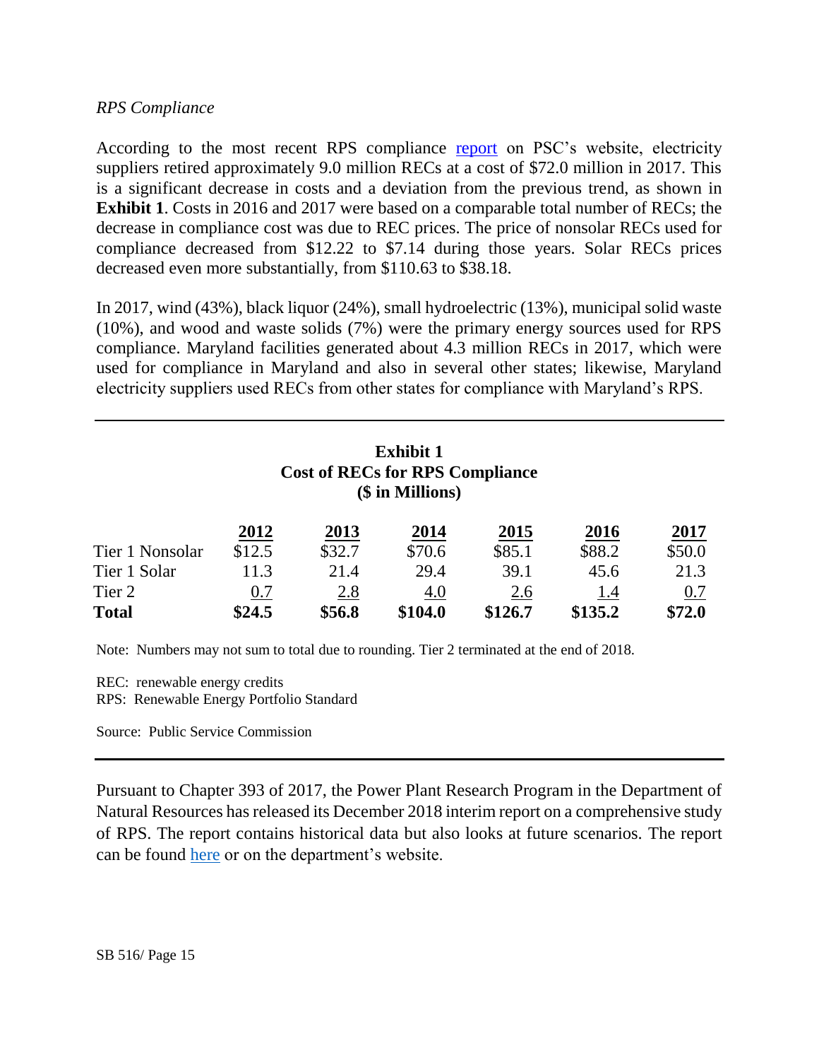*RPS Compliance*

According to the most recent RPS compliance [report](report) on PSC's website, electricity suppliers retired approximately 9.0 million RECs at a cost of $72.0 million in 2017. This is a significant decrease in costs and a deviation from the previous trend, as shown in **Exhibit 1**. Costs in 2016 and 2017 were based on a comparable total number of RECs; the decrease in compliance cost was due to REC prices. The price of nonsolar RECs used for compliance decreased from $12.22 to $7.14 during those years. Solar RECs prices decreased even more substantially, from $110.63 to $38.18.

In 2017, wind (43%), black liquor (24%), small hydroelectric (13%), municipal solid waste (10%), and wood and waste solids (7%) were the primary energy sources used for RPS compliance. Maryland facilities generated about 4.3 million RECs in 2017, which were used for compliance in Maryland and also in several other states; likewise, Maryland electricity suppliers used RECs from other states for compliance with Maryland's RPS.

**Exhibit 1**
**Cost of RECs for RPS Compliance**
**($ in Millions)**

| | 2012 | 2013 | 2014 | 2015 | 2016 | 2017 |
|---|---|---|---|---|---|---|
| Tier 1 Nonsolar | $12.5 | $32.7 | $70.6 | $85.1 | $88.2 | $50.0 |
| Tier 1 Solar | 11.3 | 21.4 | 29.4 | 39.1 | 45.6 | 21.3 |
| Tier 2 | 0.7 | 2.8 | 4.0 | 2.6 | 1.4 | 0.7 |
| **Total** | **$24.5** | **$56.8** | **$104.0** | **$126.7** | **$135.2** | **$72.0** |

Note: Numbers may not sum to total due to rounding. Tier 2 terminated at the end of 2018.

REC: renewable energy credits
RPS: Renewable Energy Portfolio Standard

Source: Public Service Commission

Pursuant to Chapter 393 of 2017, the Power Plant Research Program in the Department of Natural Resources has released its December 2018 interim report on a comprehensive study of RPS. The report contains historical data but also looks at future scenarios. The report can be found [here](here) or on the department's website.